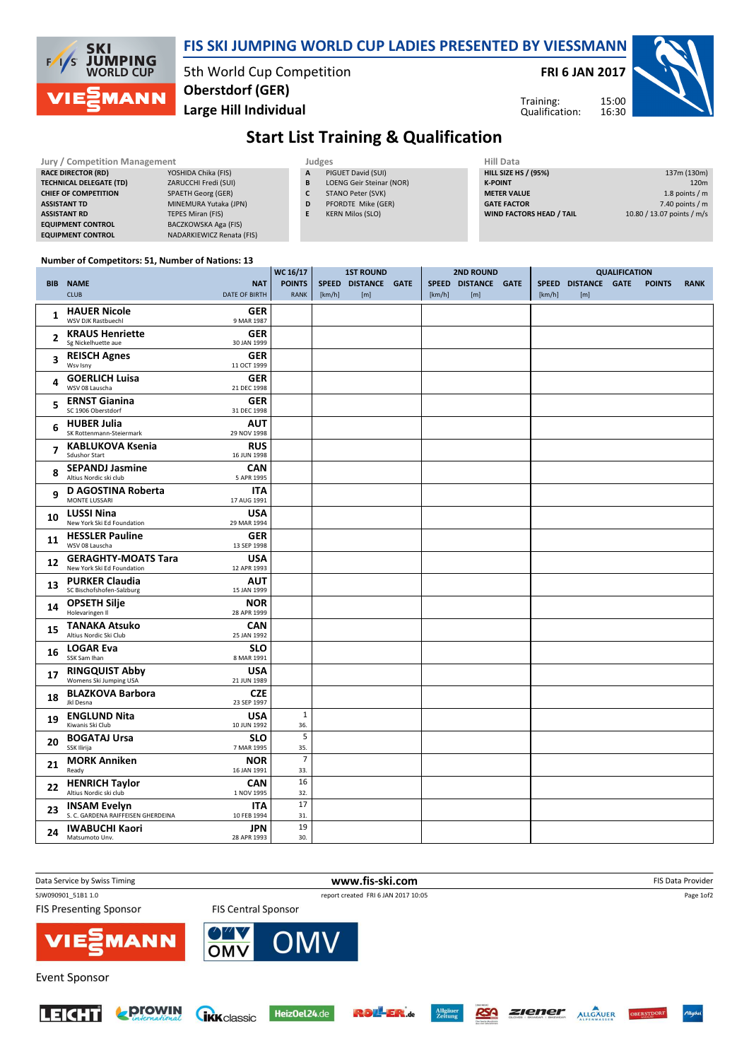# FIS SKI JUMPING WORLD CUP LADIES PRESENTED BY VIESSMANN

5th World Cup Competition
**Oberstdorf (GER)**
**Large Hill Individual**

**FRI 6 JAN 2017**

Training: 15:00
Qualification: 16:30

## Start List Training & Qualification

| Jury / Competition Management | |
|---|---|
| RACE DIRECTOR (RD) | YOSHIDA Chika (FIS) |
| TECHNICAL DELEGATE (TD) | ZARUCCHI Fredi (SUI) |
| CHIEF OF COMPETITION | SPAETH Georg (GER) |
| ASSISTANT TD | MINEMURA Yutaka (JPN) |
| ASSISTANT RD | TEPES Miran (FIS) |
| EQUIPMENT CONTROL | BACZKOWSKA Aga (FIS) |
| EQUIPMENT CONTROL | NADARKIEWICZ Renata (FIS) |

| Judges | |
|---|---|
| A | PIGUET David (SUI) |
| B | LOENG Geir Steinar (NOR) |
| C | STANO Peter (SVK) |
| D | PFORDTE Mike (GER) |
| E | KERN Milos (SLO) |

| Hill Data | |
|---|---|
| HILL SIZE HS / (95%) | 137m (130m) |
| K-POINT | 120m |
| METER VALUE | 1.8 points / m |
| GATE FACTOR | 7.40 points / m |
| WIND FACTORS HEAD / TAIL | 10.80 / 13.07 points / m/s |

Number of Competitors: 51, Number of Nations: 13

| BIB | NAME / CLUB | NAT / DATE OF BIRTH | WC 16/17 POINTS / RANK | 1ST ROUND SPEED [km/h] | 1ST ROUND DISTANCE [m] | 1ST ROUND GATE | 2ND ROUND SPEED [km/h] | 2ND ROUND DISTANCE [m] | 2ND ROUND GATE | QUALIFICATION SPEED [km/h] | QUALIFICATION DISTANCE [m] | QUALIFICATION GATE | POINTS | RANK |
|---|---|---|---|---|---|---|---|---|---|---|---|---|---|---|
| 1 | **HAUER Nicole** WSV DJK Rastbuechl | GER 9 MAR 1987 | | | | | | | | | | | | |
| 2 | **KRAUS Henriette** Sg Nickelhuette aue | GER 30 JAN 1999 | | | | | | | | | | | | |
| 3 | **REISCH Agnes** Wsv Isny | GER 11 OCT 1999 | | | | | | | | | | | | |
| 4 | **GOERLICH Luisa** WSV 08 Lauscha | GER 21 DEC 1998 | | | | | | | | | | | | |
| 5 | **ERNST Gianina** SC 1906 Oberstdorf | GER 31 DEC 1998 | | | | | | | | | | | | |
| 6 | **HUBER Julia** SK Rottenmann-Steiermark | AUT 29 NOV 1998 | | | | | | | | | | | | |
| 7 | **KABLUKOVA Ksenia** Sdushor Start | RUS 16 JUN 1998 | | | | | | | | | | | | |
| 8 | **SEPANDJ Jasmine** Altius Nordic ski club | CAN 5 APR 1995 | | | | | | | | | | | | |
| 9 | **D AGOSTINA Roberta** MONTE LUSSARI | ITA 17 AUG 1991 | | | | | | | | | | | | |
| 10 | **LUSSI Nina** New York Ski Ed Foundation | USA 29 MAR 1994 | | | | | | | | | | | | |
| 11 | **HESSLER Pauline** WSV 08 Lauscha | GER 13 SEP 1998 | | | | | | | | | | | | |
| 12 | **GERAGHTY-MOATS Tara** New York Ski Ed Foundation | USA 12 APR 1993 | | | | | | | | | | | | |
| 13 | **PURKER Claudia** SC Bischofshofen-Salzburg | AUT 15 JAN 1999 | | | | | | | | | | | | |
| 14 | **OPSETH Silje** Holevaringen Il | NOR 28 APR 1999 | | | | | | | | | | | | |
| 15 | **TANAKA Atsuko** Altius Nordic Ski Club | CAN 25 JAN 1992 | | | | | | | | | | | | |
| 16 | **LOGAR Eva** SSK Sam Ihan | SLO 8 MAR 1991 | | | | | | | | | | | | |
| 17 | **RINGQUIST Abby** Womens Ski Jumping USA | USA 21 JUN 1989 | | | | | | | | | | | | |
| 18 | **BLAZKOVA Barbora** Jkl Desna | CZE 23 SEP 1997 | | | | | | | | | | | | |
| 19 | **ENGLUND Nita** Kiwanis Ski Club | USA 10 JUN 1992 | 1 / 36. | | | | | | | | | | | |
| 20 | **BOGATAJ Ursa** SSK Ilirija | SLO 7 MAR 1995 | 5 / 35. | | | | | | | | | | | |
| 21 | **MORK Anniken** Ready | NOR 16 JAN 1991 | 7 / 33. | | | | | | | | | | | |
| 22 | **HENRICH Taylor** Altius Nordic ski club | CAN 1 NOV 1995 | 16 / 32. | | | | | | | | | | | |
| 23 | **INSAM Evelyn** S. C. GARDENA RAIFFEISEN GHERDEINA | ITA 10 FEB 1994 | 17 / 31. | | | | | | | | | | | |
| 24 | **IWABUCHI Kaori** Matsumoto Unv. | JPN 28 APR 1993 | 19 / 30. | | | | | | | | | | | |

Data Service by Swiss Timing — www.fis-ski.com — FIS Data Provider

SJW090901_51B1 1.0 — report created FRI 6 JAN 2017 10:05

FIS Presenting Sponsor — FIS Central Sponsor

Event Sponsor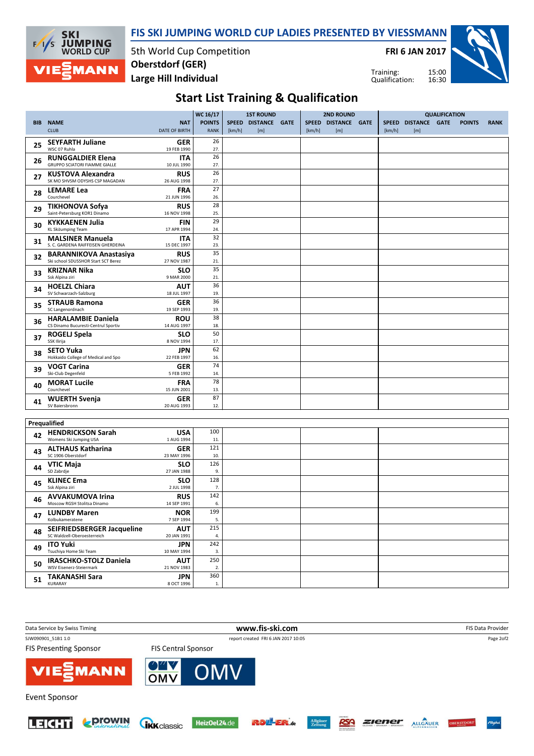# FIS SKI JUMPING WORLD CUP LADIES PRESENTED BY VIESSMANN

5th World Cup Competition
**Oberstdorf (GER)**
**Large Hill Individual**

**FRI 6 JAN 2017**

Training: 15:00
Qualification: 16:30

## Start List Training & Qualification

| BIB | NAME / CLUB | NAT / DATE OF BIRTH | WC 16/17 POINTS / RANK | 1ST ROUND SPEED [km/h] | 1ST ROUND DISTANCE [m] | 1ST ROUND GATE | 2ND ROUND SPEED [km/h] | 2ND ROUND DISTANCE [m] | 2ND ROUND GATE | QUALIFICATION SPEED [km/h] | QUALIFICATION DISTANCE [m] | QUALIFICATION GATE | QUALIFICATION POINTS | QUALIFICATION RANK |
|---|---|---|---|---|---|---|---|---|---|---|---|---|---|---|
| 25 | **SEYFARTH Juliane** WSC 07 Ruhla | GER 19 FEB 1990 | 26 27. | | | | | | | | | | | |
| 26 | **RUNGGALDIER Elena** GRUPPO SCIATORI FIAMME GIALLE | ITA 10 JUL 1990 | 26 27. | | | | | | | | | | | |
| 27 | **KUSTOVA Alexandra** SK MO SHVSM ODYSHS CSP MAGADAN | RUS 26 AUG 1998 | 26 27. | | | | | | | | | | | |
| 28 | **LEMARE Lea** Courchevel | FRA 21 JUN 1996 | 27 26. | | | | | | | | | | | |
| 29 | **TIKHONOVA Sofya** Saint-Petersburg KOR1 Dinamo | RUS 16 NOV 1998 | 28 25. | | | | | | | | | | | |
| 30 | **KYKKAENEN Julia** KL SkiJumping Team | FIN 17 APR 1994 | 29 24. | | | | | | | | | | | |
| 31 | **MALSINER Manuela** S. C. GARDENA RAIFFEISEN GHERDEINA | ITA 15 DEC 1997 | 32 23. | | | | | | | | | | | |
| 32 | **BARANNIKOVA Anastasiya** Ski school SDUSSHOR Start SCT Berez | RUS 27 NOV 1987 | 35 21. | | | | | | | | | | | |
| 33 | **KRIZNAR Nika** Ssk Alpina ziri | SLO 9 MAR 2000 | 35 21. | | | | | | | | | | | |
| 34 | **HOELZL Chiara** SV Schwarzach-Salzburg | AUT 18 JUL 1997 | 36 19. | | | | | | | | | | | |
| 35 | **STRAUB Ramona** SC Langenordnach | GER 19 SEP 1993 | 36 19. | | | | | | | | | | | |
| 36 | **HARALAMBIE Daniela** CS Dinamo Bucuresti-Centrul Sportiv | ROU 14 AUG 1997 | 38 18. | | | | | | | | | | | |
| 37 | **ROGELJ Spela** SSK Ilirija | SLO 8 NOV 1994 | 50 17. | | | | | | | | | | | |
| 38 | **SETO Yuka** Hokkaido College of Medical and Spo | JPN 22 FEB 1997 | 62 16. | | | | | | | | | | | |
| 39 | **VOGT Carina** Ski-Club Degenfeld | GER 5 FEB 1992 | 74 14. | | | | | | | | | | | |
| 40 | **MORAT Lucile** Courchevel | FRA 15 JUN 2001 | 78 13. | | | | | | | | | | | |
| 41 | **WUERTH Svenja** SV Baiersbronn | GER 20 AUG 1993 | 87 12. | | | | | | | | | | | |

**Prequalified**

| BIB | NAME / CLUB | NAT / DATE OF BIRTH | WC 16/17 POINTS / RANK | 1ST ROUND SPEED [km/h] | 1ST ROUND DISTANCE [m] | 1ST ROUND GATE | 2ND ROUND SPEED [km/h] | 2ND ROUND DISTANCE [m] | 2ND ROUND GATE | QUALIFICATION SPEED [km/h] | QUALIFICATION DISTANCE [m] | QUALIFICATION GATE | QUALIFICATION POINTS | QUALIFICATION RANK |
|---|---|---|---|---|---|---|---|---|---|---|---|---|---|---|
| 42 | **HENDRICKSON Sarah** Womens Ski Jumping USA | USA 1 AUG 1994 | 100 11. | | | | | | | | | | | |
| 43 | **ALTHAUS Katharina** SC 1906 Oberstdorf | GER 23 MAY 1996 | 121 10. | | | | | | | | | | | |
| 44 | **VTIC Maja** SD Zabrdje | SLO 27 JAN 1988 | 126 9. | | | | | | | | | | | |
| 45 | **KLINEC Ema** Ssk Alpina ziri | SLO 2 JUL 1998 | 128 7. | | | | | | | | | | | |
| 46 | **AVVAKUMOVA Irina** Moscow RGSH Stolitsa Dinamo | RUS 14 SEP 1991 | 142 6. | | | | | | | | | | | |
| 47 | **LUNDBY Maren** Kolbukameratene | NOR 7 SEP 1994 | 199 5. | | | | | | | | | | | |
| 48 | **SEIFRIEDSBERGER Jacqueline** SC Waldzell-Oberoesterreich | AUT 20 JAN 1991 | 215 4. | | | | | | | | | | | |
| 49 | **ITO Yuki** Tsuchiya Home Ski Team | JPN 10 MAY 1994 | 242 3. | | | | | | | | | | | |
| 50 | **IRASCHKO-STOLZ Daniela** WSV Eisenerz-Steiermark | AUT 21 NOV 1983 | 250 2. | | | | | | | | | | | |
| 51 | **TAKANASHI Sara** KURARAY | JPN 8 OCT 1996 | 360 1. | | | | | | | | | | | |

Data Service by Swiss Timing — www.fis-ski.com — FIS Data Provider

SJW090901_51B1 1.0 — report created FRI 6 JAN 2017 10:05

FIS Presenting Sponsor: VIESSMANN — FIS Central Sponsor: OMV

Event Sponsor